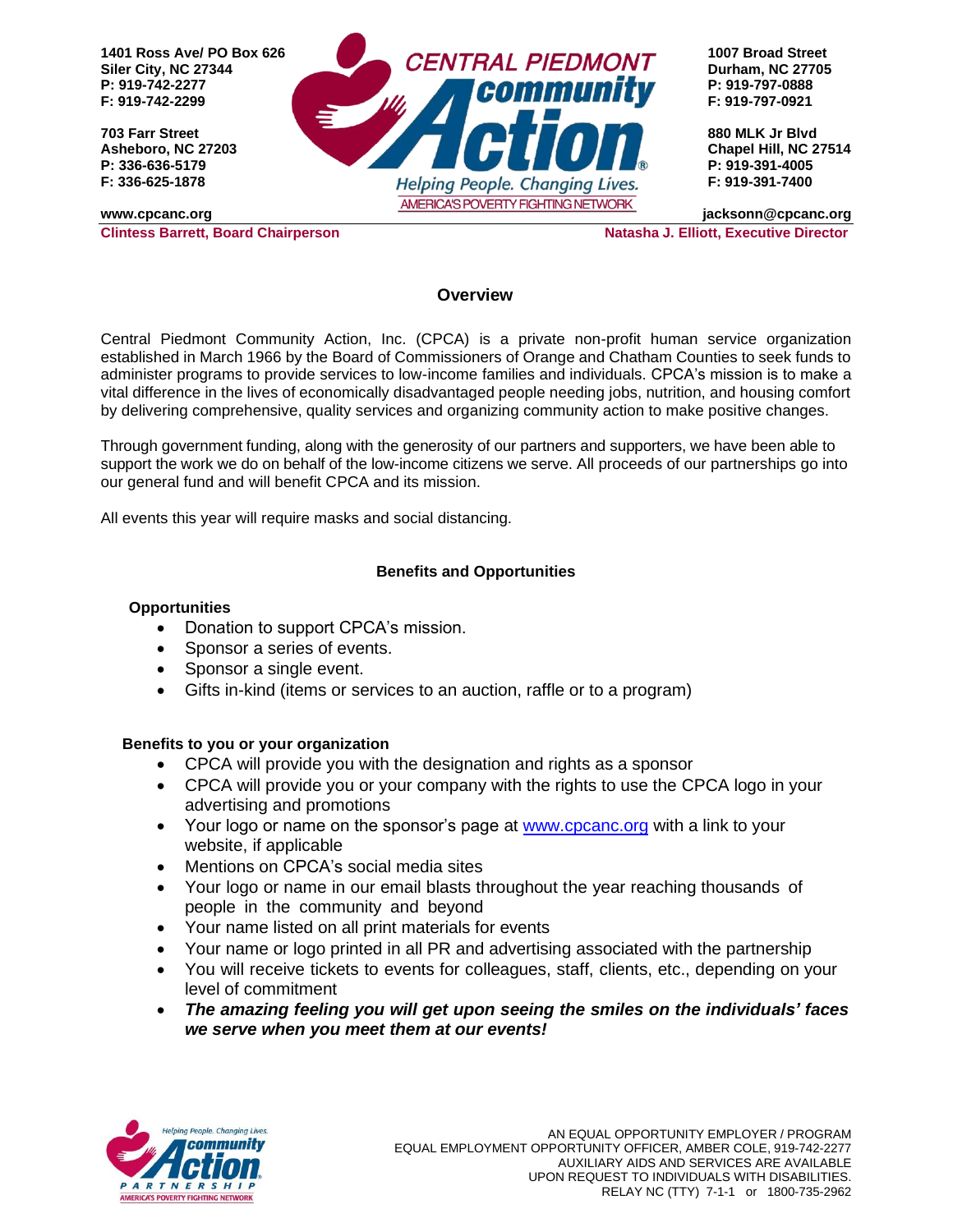**1401 Ross Ave/ PO Box 626**
**Siler City, NC 27344**
**P: 919-742-2277**
**F: 919-742-2299**

**703 Farr Street**
**Asheboro, NC 27203**
**P: 336-636-5179**
**F: 336-625-1878**

**1007 Broad Street**
**Durham, NC 27705**
**P: 919-797-0888**
**F: 919-797-0921**

**880 MLK Jr Blvd**
**Chapel Hill, NC 27514**
**P: 919-391-4005**
**F: 919-391-7400**

CENTRAL PIEDMONT community Action®
Helping People. Changing Lives.
AMERICA'S POVERTY FIGHTING NETWORK

**www.cpcanc.org** **jacksonn@cpcanc.org**

**Clintess Barrett, Board Chairperson** **Natasha J. Elliott, Executive Director**

## Overview

Central Piedmont Community Action, Inc. (CPCA) is a private non-profit human service organization established in March 1966 by the Board of Commissioners of Orange and Chatham Counties to seek funds to administer programs to provide services to low-income families and individuals. CPCA's mission is to make a vital difference in the lives of economically disadvantaged people needing jobs, nutrition, and housing comfort by delivering comprehensive, quality services and organizing community action to make positive changes.

Through government funding, along with the generosity of our partners and supporters, we have been able to support the work we do on behalf of the low-income citizens we serve. All proceeds of our partnerships go into our general fund and will benefit CPCA and its mission.

All events this year will require masks and social distancing.

### Benefits and Opportunities

**Opportunities**

- Donation to support CPCA's mission.
- Sponsor a series of events.
- Sponsor a single event.
- Gifts in-kind (items or services to an auction, raffle or to a program)

**Benefits to you or your organization**

- CPCA will provide you with the designation and rights as a sponsor
- CPCA will provide you or your company with the rights to use the CPCA logo in your advertising and promotions
- Your logo or name on the sponsor's page at www.cpcanc.org with a link to your website, if applicable
- Mentions on CPCA's social media sites
- Your logo or name in our email blasts throughout the year reaching thousands of people in the community and beyond
- Your name listed on all print materials for events
- Your name or logo printed in all PR and advertising associated with the partnership
- You will receive tickets to events for colleagues, staff, clients, etc., depending on your level of commitment
- ***The amazing feeling you will get upon seeing the smiles on the individuals' faces we serve when you meet them at our events!***

AN EQUAL OPPORTUNITY EMPLOYER / PROGRAM
EQUAL EMPLOYMENT OPPORTUNITY OFFICER, AMBER COLE, 919-742-2277
AUXILIARY AIDS AND SERVICES ARE AVAILABLE
UPON REQUEST TO INDIVIDUALS WITH DISABILITIES.
RELAY NC (TTY) 7-1-1 or 1800-735-2962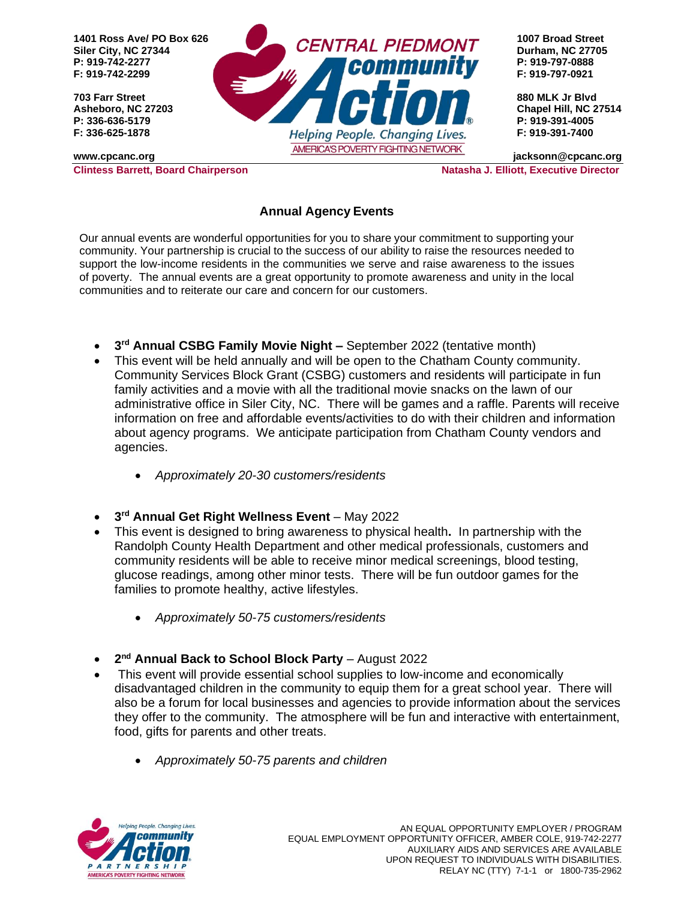1401 Ross Ave/ PO Box 626
Siler City, NC 27344
P: 919-742-2277
F: 919-742-2299

703 Farr Street
Asheboro, NC 27203
P: 336-636-5179
F: 336-625-1878

www.cpcanc.org

**CENTRAL PIEDMONT community Action**
Helping People. Changing Lives.
AMERICA'S POVERTY FIGHTING NETWORK

1007 Broad Street
Durham, NC 27705
P: 919-797-0888
F: 919-797-0921

880 MLK Jr Blvd
Chapel Hill, NC 27514
P: 919-391-4005
F: 919-391-7400

jacksonn@cpcanc.org

**Clintess Barrett, Board Chairperson** | **Natasha J. Elliott, Executive Director**

## Annual Agency Events

Our annual events are wonderful opportunities for you to share your commitment to supporting your community. Your partnership is crucial to the success of our ability to raise the resources needed to support the low-income residents in the communities we serve and raise awareness to the issues of poverty. The annual events are a great opportunity to promote awareness and unity in the local communities and to reiterate our care and concern for our customers.

- **3rd Annual CSBG Family Movie Night –** September 2022 (tentative month)
- This event will be held annually and will be open to the Chatham County community. Community Services Block Grant (CSBG) customers and residents will participate in fun family activities and a movie with all the traditional movie snacks on the lawn of our administrative office in Siler City, NC. There will be games and a raffle. Parents will receive information on free and affordable events/activities to do with their children and information about agency programs. We anticipate participation from Chatham County vendors and agencies.
    - *Approximately 20-30 customers/residents*

- **3rd Annual Get Right Wellness Event** – May 2022
- This event is designed to bring awareness to physical health**.** In partnership with the Randolph County Health Department and other medical professionals, customers and community residents will be able to receive minor medical screenings, blood testing, glucose readings, among other minor tests. There will be fun outdoor games for the families to promote healthy, active lifestyles.
    - *Approximately 50-75 customers/residents*

- **2nd Annual Back to School Block Party** – August 2022
- This event will provide essential school supplies to low-income and economically disadvantaged children in the community to equip them for a great school year. There will also be a forum for local businesses and agencies to provide information about the services they offer to the community. The atmosphere will be fun and interactive with entertainment, food, gifts for parents and other treats.
    - *Approximately 50-75 parents and children*

AN EQUAL OPPORTUNITY EMPLOYER / PROGRAM
EQUAL EMPLOYMENT OPPORTUNITY OFFICER, AMBER COLE, 919-742-2277
AUXILIARY AIDS AND SERVICES ARE AVAILABLE
UPON REQUEST TO INDIVIDUALS WITH DISABILITIES.
RELAY NC (TTY) 7-1-1 or 1800-735-2962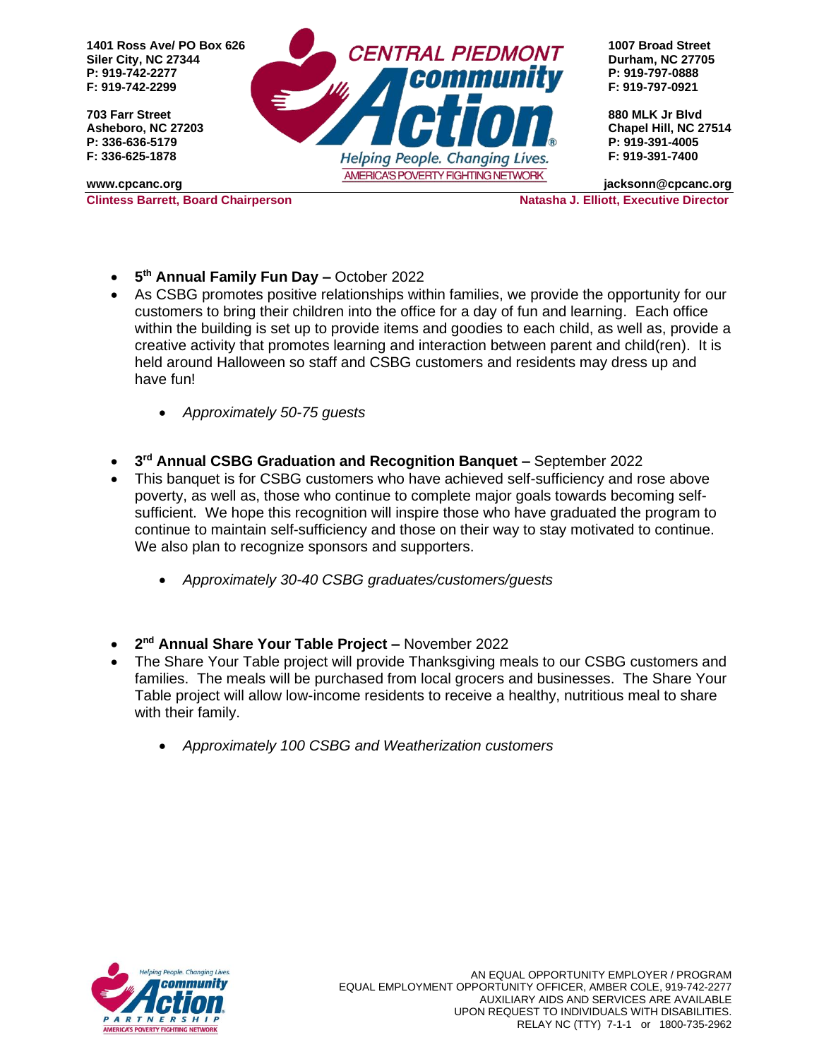- **5th Annual Family Fun Day –** October 2022
- As CSBG promotes positive relationships within families, we provide the opportunity for our customers to bring their children into the office for a day of fun and learning. Each office within the building is set up to provide items and goodies to each child, as well as, provide a creative activity that promotes learning and interaction between parent and child(ren). It is held around Halloween so staff and CSBG customers and residents may dress up and have fun!
    - *Approximately 50-75 guests*

- **3rd Annual CSBG Graduation and Recognition Banquet –** September 2022
- This banquet is for CSBG customers who have achieved self-sufficiency and rose above poverty, as well as, those who continue to complete major goals towards becoming self-sufficient. We hope this recognition will inspire those who have graduated the program to continue to maintain self-sufficiency and those on their way to stay motivated to continue. We also plan to recognize sponsors and supporters.
    - *Approximately 30-40 CSBG graduates/customers/guests*

- **2nd Annual Share Your Table Project –** November 2022
- The Share Your Table project will provide Thanksgiving meals to our CSBG customers and families. The meals will be purchased from local grocers and businesses. The Share Your Table project will allow low-income residents to receive a healthy, nutritious meal to share with their family.
    - *Approximately 100 CSBG and Weatherization customers*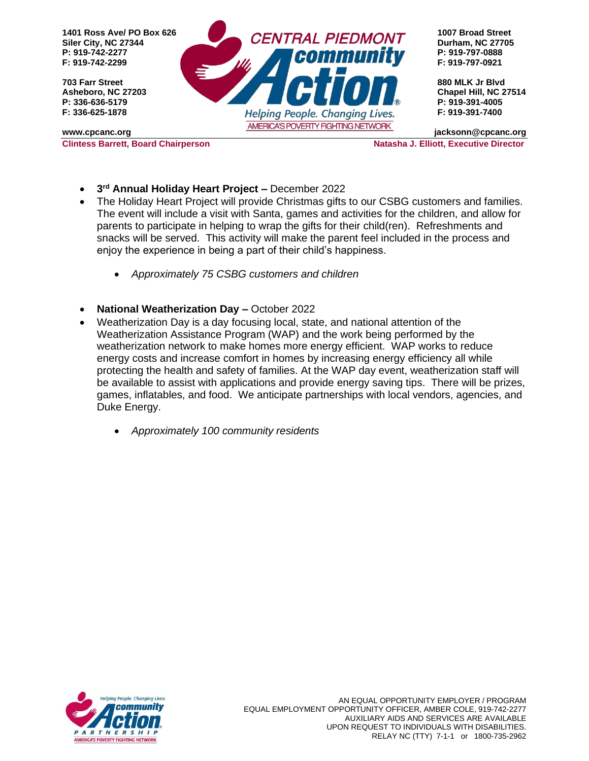- **3rd Annual Holiday Heart Project –** December 2022
- The Holiday Heart Project will provide Christmas gifts to our CSBG customers and families. The event will include a visit with Santa, games and activities for the children, and allow for parents to participate in helping to wrap the gifts for their child(ren). Refreshments and snacks will be served. This activity will make the parent feel included in the process and enjoy the experience in being a part of their child's happiness.
    - *Approximately 75 CSBG customers and children*

- **National Weatherization Day –** October 2022
- Weatherization Day is a day focusing local, state, and national attention of the Weatherization Assistance Program (WAP) and the work being performed by the weatherization network to make homes more energy efficient. WAP works to reduce energy costs and increase comfort in homes by increasing energy efficiency all while protecting the health and safety of families. At the WAP day event, weatherization staff will be available to assist with applications and provide energy saving tips. There will be prizes, games, inflatables, and food. We anticipate partnerships with local vendors, agencies, and Duke Energy.
    - *Approximately 100 community residents*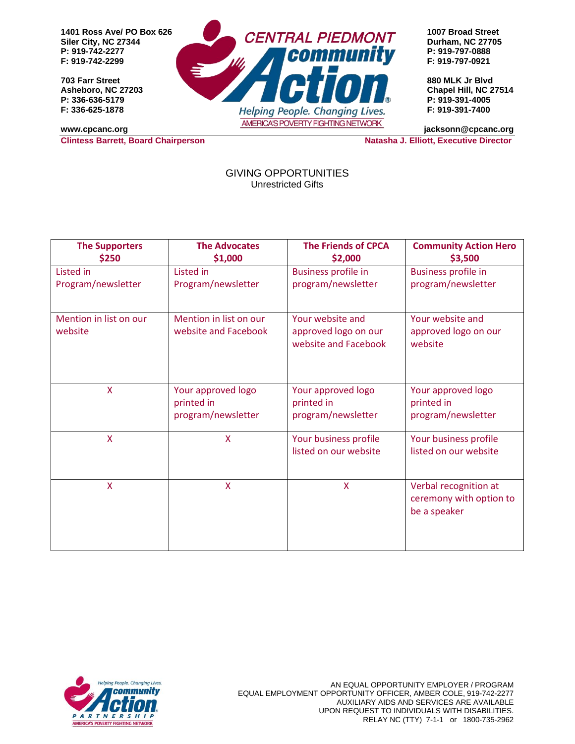1401 Ross Ave/ PO Box 626
Siler City, NC 27344
P: 919-742-2277
F: 919-742-2299

703 Farr Street
Asheboro, NC 27203
P: 336-636-5179
F: 336-625-1878

www.cpcanc.org

1007 Broad Street
Durham, NC 27705
P: 919-797-0888
F: 919-797-0921

880 MLK Jr Blvd
Chapel Hill, NC 27514
P: 919-391-4005
F: 919-391-7400

jacksonn@cpcanc.org

**Clintess Barrett, Board Chairperson** | **Natasha J. Elliott, Executive Director**

# GIVING OPPORTUNITIES

Unrestricted Gifts

| The Supporters $250 | The Advocates $1,000 | The Friends of CPCA $2,000 | Community Action Hero $3,500 |
|---|---|---|---|
| Listed in Program/newsletter | Listed in Program/newsletter | Business profile in program/newsletter | Business profile in program/newsletter |
| Mention in list on our website | Mention in list on our website and Facebook | Your website and approved logo on our website and Facebook | Your website and approved logo on our website |
| X | Your approved logo printed in program/newsletter | Your approved logo printed in program/newsletter | Your approved logo printed in program/newsletter |
| X | X | Your business profile listed on our website | Your business profile listed on our website |
| X | X | X | Verbal recognition at ceremony with option to be a speaker |

AN EQUAL OPPORTUNITY EMPLOYER / PROGRAM
EQUAL EMPLOYMENT OPPORTUNITY OFFICER, AMBER COLE, 919-742-2277
AUXILIARY AIDS AND SERVICES ARE AVAILABLE
UPON REQUEST TO INDIVIDUALS WITH DISABILITIES.
RELAY NC (TTY) 7-1-1 or 1800-735-2962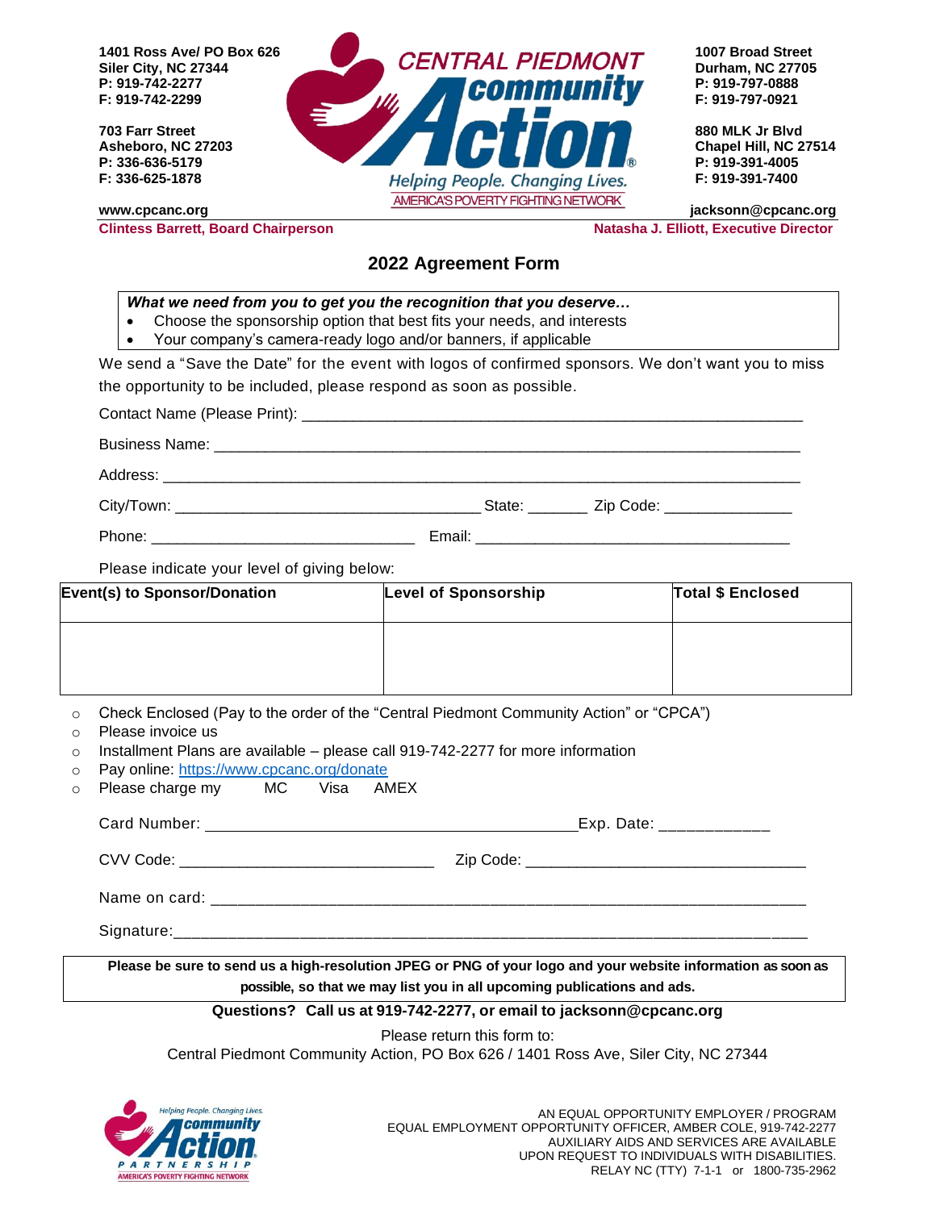1401 Ross Ave/ PO Box 626
Siler City, NC 27344
P: 919-742-2277
F: 919-742-2299

703 Farr Street
Asheboro, NC 27203
P: 336-636-5179
F: 336-625-1878

www.cpcanc.org

CENTRAL PIEDMONT community Action
Helping People. Changing Lives.
AMERICA'S POVERTY FIGHTING NETWORK

1007 Broad Street
Durham, NC 27705
P: 919-797-0888
F: 919-797-0921

880 MLK Jr Blvd
Chapel Hill, NC 27514
P: 919-391-4005
F: 919-391-7400

jacksonn@cpcanc.org

**Clintess Barrett, Board Chairperson**

**Natasha J. Elliott, Executive Director**

## 2022 Agreement Form

***What we need from you to get you the recognition that you deserve…***

- Choose the sponsorship option that best fits your needs, and interests
- Your company's camera-ready logo and/or banners, if applicable

We send a "Save the Date" for the event with logos of confirmed sponsors. We don't want you to miss the opportunity to be included, please respond as soon as possible.

Contact Name (Please Print): ______________________________________________

Business Name: ______________________________________________

Address: ______________________________________________

City/Town: ______________________________ State: _______ Zip Code: _______________

Phone: ______________________________ Email: ______________________________

Please indicate your level of giving below:

| Event(s) to Sponsor/Donation | Level of Sponsorship | Total $ Enclosed |
|---|---|---|
| | | |

- ○ Check Enclosed (Pay to the order of the "Central Piedmont Community Action" or "CPCA")
- ○ Please invoice us
- ○ Installment Plans are available – please call 919-742-2277 for more information
- ○ Pay online: https://www.cpcanc.org/donate
- ○ Please charge my   MC   Visa   AMEX

Card Number: ______________________________________________ Exp. Date: ____________

CVV Code: ______________________________ Zip Code: ______________________________

Name on card: ______________________________________________

Signature: ______________________________________________

**Please be sure to send us a high-resolution JPEG or PNG of your logo and your website information as soon as possible, so that we may list you in all upcoming publications and ads.**

**Questions? Call us at 919-742-2277, or email to jacksonn@cpcanc.org**

Please return this form to:
Central Piedmont Community Action, PO Box 626 / 1401 Ross Ave, Siler City, NC 27344

Helping People. Changing Lives. community Action PARTNERSHIP AMERICA'S POVERTY FIGHTING NETWORK

AN EQUAL OPPORTUNITY EMPLOYER / PROGRAM
EQUAL EMPLOYMENT OPPORTUNITY OFFICER, AMBER COLE, 919-742-2277
AUXILIARY AIDS AND SERVICES ARE AVAILABLE
UPON REQUEST TO INDIVIDUALS WITH DISABILITIES.
RELAY NC (TTY) 7-1-1 or 1800-735-2962